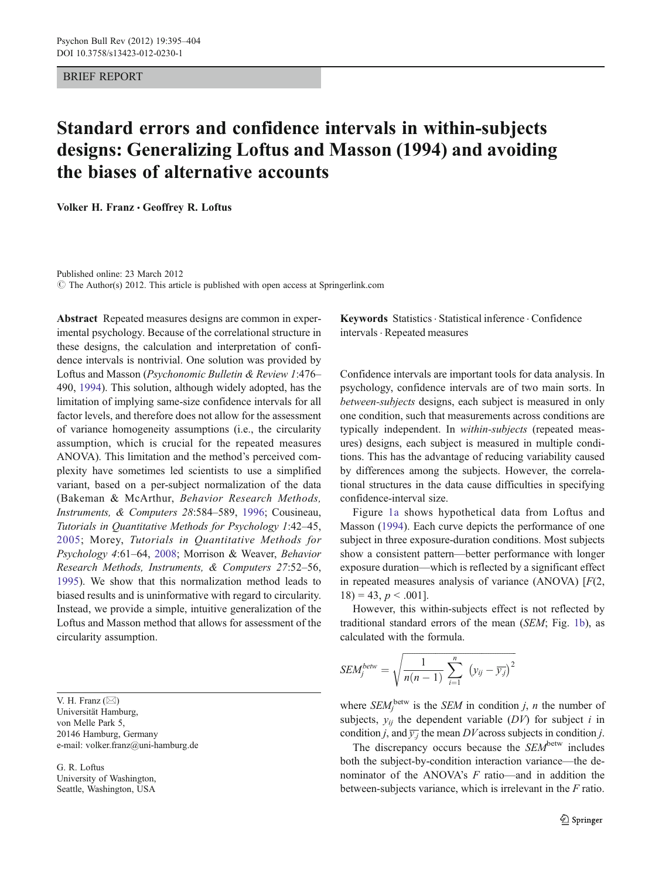BRIEF REPORT

# Standard errors and confidence intervals in within-subjects designs: Generalizing Loftus and Masson (1994) and avoiding the biases of alternative accounts

**Volker H. Franz · Geoffrey R. Loftus**

Published online: 23 March 2012
© The Author(s) 2012. This article is published with open access at Springerlink.com

**Abstract** Repeated measures designs are common in experimental psychology. Because of the correlational structure in these designs, the calculation and interpretation of confidence intervals is nontrivial. One solution was provided by Loftus and Masson (*Psychonomic Bulletin & Review 1*:476–490, 1994). This solution, although widely adopted, has the limitation of implying same-size confidence intervals for all factor levels, and therefore does not allow for the assessment of variance homogeneity assumptions (i.e., the circularity assumption, which is crucial for the repeated measures ANOVA). This limitation and the method's perceived complexity have sometimes led scientists to use a simplified variant, based on a per-subject normalization of the data (Bakeman & McArthur, *Behavior Research Methods, Instruments, & Computers 28*:584–589, 1996; Cousineau, *Tutorials in Quantitative Methods for Psychology 1*:42–45, 2005; Morey, *Tutorials in Quantitative Methods for Psychology 4*:61–64, 2008; Morrison & Weaver, *Behavior Research Methods, Instruments, & Computers 27*:52–56, 1995). We show that this normalization method leads to biased results and is uninformative with regard to circularity. Instead, we provide a simple, intuitive generalization of the Loftus and Masson method that allows for assessment of the circularity assumption.

**Keywords** Statistics · Statistical inference · Confidence intervals · Repeated measures

V. H. Franz (✉)
Universität Hamburg,
von Melle Park 5,
20146 Hamburg, Germany
e-mail: volker.franz@uni-hamburg.de

G. R. Loftus
University of Washington,
Seattle, Washington, USA

Confidence intervals are important tools for data analysis. In psychology, confidence intervals are of two main sorts. In *between-subjects* designs, each subject is measured in only one condition, such that measurements across conditions are typically independent. In *within-subjects* (repeated measures) designs, each subject is measured in multiple conditions. This has the advantage of reducing variability caused by differences among the subjects. However, the correlational structures in the data cause difficulties in specifying confidence-interval size.

Figure 1a shows hypothetical data from Loftus and Masson (1994). Each curve depicts the performance of one subject in three exposure-duration conditions. Most subjects show a consistent pattern—better performance with longer exposure duration—which is reflected by a significant effect in repeated measures analysis of variance (ANOVA) [$F(2, 18) = 43$, $p < .001$].

However, this within-subjects effect is not reflected by traditional standard errors of the mean (*SEM*; Fig. 1b), as calculated with the formula.

$$SEM_j^{betw} = \sqrt{\frac{1}{n(n-1)} \sum_{i=1}^{n} \left(y_{ij} - \overline{y_{.j}}\right)^2}$$

where $SEM_j^{\text{betw}}$ is the *SEM* in condition $j$, $n$ the number of subjects, $y_{ij}$ the dependent variable (*DV*) for subject $i$ in condition $j$, and $\overline{y_{.j}}$ the mean *DV* across subjects in condition $j$.

The discrepancy occurs because the $SEM^{\text{betw}}$ includes both the subject-by-condition interaction variance—the denominator of the ANOVA's $F$ ratio—and in addition the between-subjects variance, which is irrelevant in the $F$ ratio.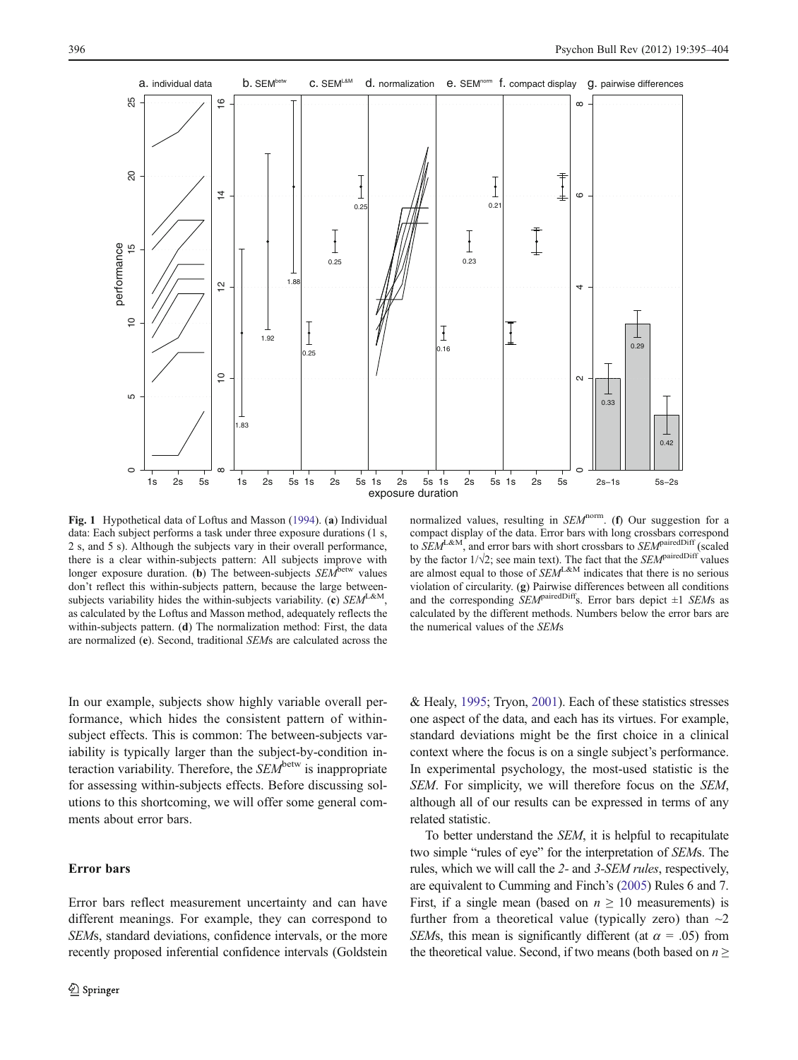**Fig. 1** Hypothetical data of Loftus and Masson (1994). (**a**) Individual data: Each subject performs a task under three exposure durations (1 s, 2 s, and 5 s). Although the subjects vary in their overall performance, there is a clear within-subjects pattern: All subjects improve with longer exposure duration. (**b**) The between-subjects $SEM^{\text{betw}}$ values don't reflect this within-subjects pattern, because the large between-subjects variability hides the within-subjects variability. (**c**) $SEM^{\text{L\&M}}$, as calculated by the Loftus and Masson method, adequately reflects the within-subjects pattern. (**d**) The normalization method: First, the data are normalized (**e**). Second, traditional *SEM*s are calculated across the normalized values, resulting in $SEM^{\text{norm}}$. (**f**) Our suggestion for a compact display of the data. Error bars with long crossbars correspond to $SEM^{\text{L\&M}}$, and error bars with short crossbars to $SEM^{\text{pairedDiff}}$ (scaled by the factor $1/\sqrt{2}$; see main text). The fact that the $SEM^{\text{pairedDiff}}$ values are almost equal to those of $SEM^{\text{L\&M}}$ indicates that there is no serious violation of circularity. (**g**) Pairwise differences between all conditions and the corresponding $SEM^{\text{pairedDiff}}$s. Error bars depict ±1 *SEM*s as calculated by the different methods. Numbers below the error bars are the numerical values of the *SEM*s

In our example, subjects show highly variable overall performance, which hides the consistent pattern of within-subject effects. This is common: The between-subjects variability is typically larger than the subject-by-condition interaction variability. Therefore, the $SEM^{\text{betw}}$ is inappropriate for assessing within-subjects effects. Before discussing solutions to this shortcoming, we will offer some general comments about error bars.

## Error bars

Error bars reflect measurement uncertainty and can have different meanings. For example, they can correspond to *SEM*s, standard deviations, confidence intervals, or the more recently proposed inferential confidence intervals (Goldstein & Healy, 1995; Tryon, 2001). Each of these statistics stresses one aspect of the data, and each has its virtues. For example, standard deviations might be the first choice in a clinical context where the focus is on a single subject's performance. In experimental psychology, the most-used statistic is the *SEM*. For simplicity, we will therefore focus on the *SEM*, although all of our results can be expressed in terms of any related statistic.

To better understand the *SEM*, it is helpful to recapitulate two simple "rules of eye" for the interpretation of *SEM*s. The rules, which we will call the *2-* and *3-SEM rules*, respectively, are equivalent to Cumming and Finch's (2005) Rules 6 and 7. First, if a single mean (based on $n \geq 10$ measurements) is further from a theoretical value (typically zero) than ~2 *SEM*s, this mean is significantly different (at $\alpha = .05$) from the theoretical value. Second, if two means (both based on $n \geq$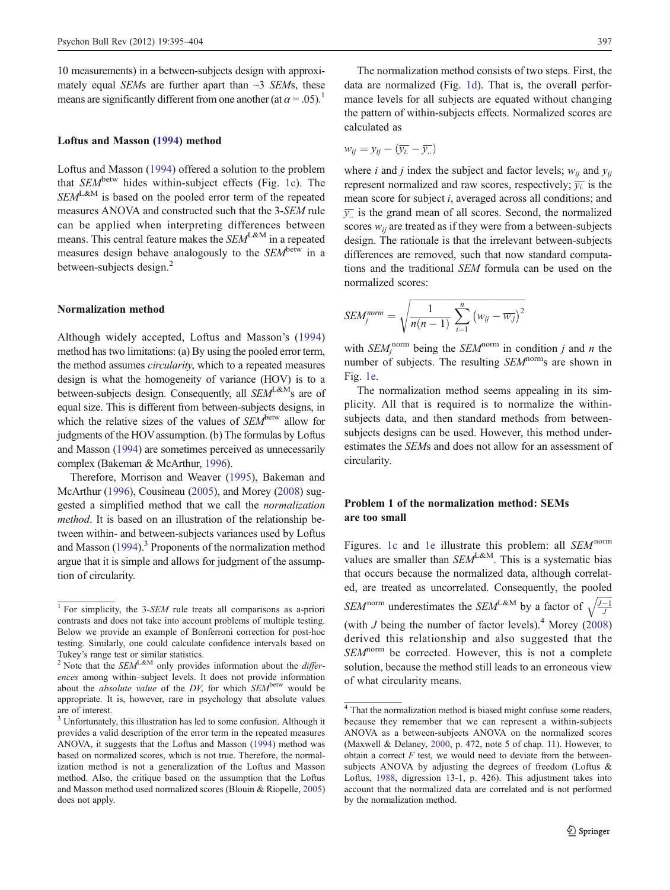10 measurements) in a between-subjects design with approximately equal *SEM*s are further apart than ~3 *SEM*s, these means are significantly different from one another (at $\alpha = .05$).[1]

### Loftus and Masson (1994) method

Loftus and Masson (1994) offered a solution to the problem that $SEM^{betw}$ hides within-subject effects (Fig. 1c). The $SEM^{L\&M}$ is based on the pooled error term of the repeated measures ANOVA and constructed such that the 3-*SEM* rule can be applied when interpreting differences between means. This central feature makes the $SEM^{L\&M}$ in a repeated measures design behave analogously to the $SEM^{betw}$ in a between-subjects design.[2]

### Normalization method

Although widely accepted, Loftus and Masson's (1994) method has two limitations: (a) By using the pooled error term, the method assumes *circularity*, which to a repeated measures design is what the homogeneity of variance (HOV) is to a between-subjects design. Consequently, all $SEM^{L\&M}$s are of equal size. This is different from between-subjects designs, in which the relative sizes of the values of $SEM^{betw}$ allow for judgments of the HOV assumption. (b) The formulas by Loftus and Masson (1994) are sometimes perceived as unnecessarily complex (Bakeman & McArthur, 1996).

Therefore, Morrison and Weaver (1995), Bakeman and McArthur (1996), Cousineau (2005), and Morey (2008) suggested a simplified method that we call the *normalization method*. It is based on an illustration of the relationship between within- and between-subjects variances used by Loftus and Masson (1994).[3] Proponents of the normalization method argue that it is simple and allows for judgment of the assumption of circularity.

The normalization method consists of two steps. First, the data are normalized (Fig. 1d). That is, the overall performance levels for all subjects are equated without changing the pattern of within-subjects effects. Normalized scores are calculated as

$$w_{ij} = y_{ij} - \left(\overline{y_{i.}} - \overline{y_{..}}\right)$$

where $i$ and $j$ index the subject and factor levels; $w_{ij}$ and $y_{ij}$ represent normalized and raw scores, respectively; $\overline{y_{i.}}$ is the mean score for subject $i$, averaged across all conditions; and $\overline{y_{..}}$ is the grand mean of all scores. Second, the normalized scores $w_{ij}$ are treated as if they were from a between-subjects design. The rationale is that the irrelevant between-subjects differences are removed, such that now standard computations and the traditional *SEM* formula can be used on the normalized scores:

$$SEM_j^{norm} = \sqrt{\frac{1}{n(n-1)} \sum_{i=1}^{n} \left(w_{ij} - \overline{w_j}\right)^2}$$

with $SEM_j^{norm}$ being the $SEM^{norm}$ in condition $j$ and $n$ the number of subjects. The resulting $SEM^{norm}$s are shown in Fig. 1e.

The normalization method seems appealing in its simplicity. All that is required is to normalize the within-subjects data, and then standard methods from between-subjects designs can be used. However, this method underestimates the *SEM*s and does not allow for an assessment of circularity.

### Problem 1 of the normalization method: SEMs are too small

Figures. 1c and 1e illustrate this problem: all $SEM^{norm}$ values are smaller than $SEM^{L\&M}$. This is a systematic bias that occurs because the normalized data, although correlated, are treated as uncorrelated. Consequently, the pooled $SEM^{norm}$ underestimates the $SEM^{L\&M}$ by a factor of $\sqrt{\frac{J-1}{J}}$ (with $J$ being the number of factor levels).[4] Morey (2008) derived this relationship and also suggested that the $SEM^{norm}$ be corrected. However, this is not a complete solution, because the method still leads to an erroneous view of what circularity means.

---

[1] For simplicity, the 3-*SEM* rule treats all comparisons as a-priori contrasts and does not take into account problems of multiple testing. Below we provide an example of Bonferroni correction for post-hoc testing. Similarly, one could calculate confidence intervals based on Tukey's range test or similar statistics.

[2] Note that the $SEM^{L\&M}$ only provides information about the *differences* among within–subject levels. It does not provide information about the *absolute value* of the *DV*, for which $SEM^{betw}$ would be appropriate. It is, however, rare in psychology that absolute values are of interest.

[3] Unfortunately, this illustration has led to some confusion. Although it provides a valid description of the error term in the repeated measures ANOVA, it suggests that the Loftus and Masson (1994) method was based on normalized scores, which is not true. Therefore, the normalization method is not a generalization of the Loftus and Masson method. Also, the critique based on the assumption that the Loftus and Masson method used normalized scores (Blouin & Riopelle, 2005) does not apply.

[4] That the normalization method is biased might confuse some readers, because they remember that we can represent a within-subjects ANOVA as a between-subjects ANOVA on the normalized scores (Maxwell & Delaney, 2000, p. 472, note 5 of chap. 11). However, to obtain a correct *F* test, we would need to deviate from the between-subjects ANOVA by adjusting the degrees of freedom (Loftus & Loftus, 1988, digression 13-1, p. 426). This adjustment takes into account that the normalized data are correlated and is not performed by the normalization method.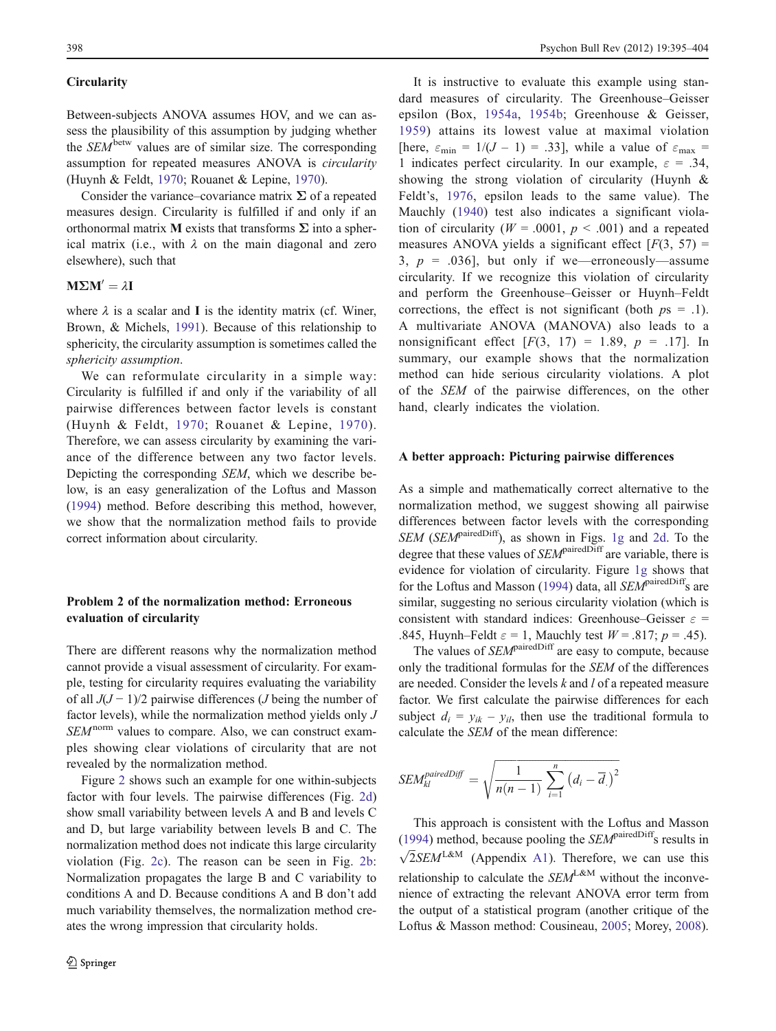### Circularity

Between-subjects ANOVA assumes HOV, and we can assess the plausibility of this assumption by judging whether the $SEM^{betw}$ values are of similar size. The corresponding assumption for repeated measures ANOVA is *circularity* (Huynh & Feldt, 1970; Rouanet & Lepine, 1970).

Consider the variance–covariance matrix $\mathbf{\Sigma}$ of a repeated measures design. Circularity is fulfilled if and only if an orthonormal matrix $\mathbf{M}$ exists that transforms $\mathbf{\Sigma}$ into a spherical matrix (i.e., with $\lambda$ on the main diagonal and zero elsewhere), such that

$$\mathbf{M\Sigma M}' = \lambda\mathbf{I}$$

where $\lambda$ is a scalar and $\mathbf{I}$ is the identity matrix (cf. Winer, Brown, & Michels, 1991). Because of this relationship to sphericity, the circularity assumption is sometimes called the *sphericity assumption*.

We can reformulate circularity in a simple way: Circularity is fulfilled if and only if the variability of all pairwise differences between factor levels is constant (Huynh & Feldt, 1970; Rouanet & Lepine, 1970). Therefore, we can assess circularity by examining the variance of the difference between any two factor levels. Depicting the corresponding *SEM*, which we describe below, is an easy generalization of the Loftus and Masson (1994) method. Before describing this method, however, we show that the normalization method fails to provide correct information about circularity.

### Problem 2 of the normalization method: Erroneous evaluation of circularity

There are different reasons why the normalization method cannot provide a visual assessment of circularity. For example, testing for circularity requires evaluating the variability of all $J(J-1)/2$ pairwise differences ($J$ being the number of factor levels), while the normalization method yields only $J$ $SEM^{norm}$ values to compare. Also, we can construct examples showing clear violations of circularity that are not revealed by the normalization method.

Figure 2 shows such an example for one within-subjects factor with four levels. The pairwise differences (Fig. 2d) show small variability between levels A and B and levels C and D, but large variability between levels B and C. The normalization method does not indicate this large circularity violation (Fig. 2c). The reason can be seen in Fig. 2b: Normalization propagates the large B and C variability to conditions A and D. Because conditions A and B don't add much variability themselves, the normalization method creates the wrong impression that circularity holds.

It is instructive to evaluate this example using standard measures of circularity. The Greenhouse–Geisser epsilon (Box, 1954a, 1954b; Greenhouse & Geisser, 1959) attains its lowest value at maximal violation [here, $\varepsilon_{min} = 1/(J-1) = .33$], while a value of $\varepsilon_{max} = 1$ indicates perfect circularity. In our example, $\varepsilon = .34$, showing the strong violation of circularity (Huynh & Feldt's, 1976, epsilon leads to the same value). The Mauchly (1940) test also indicates a significant violation of circularity ($W = .0001$, $p < .001$) and a repeated measures ANOVA yields a significant effect [$F(3, 57) = 3$, $p = .036$], but only if we—erroneously—assume circularity. If we recognize this violation of circularity and perform the Greenhouse–Geisser or Huynh–Feldt corrections, the effect is not significant (both $p$s = .1). A multivariate ANOVA (MANOVA) also leads to a nonsignificant effect [$F(3, 17) = 1.89$, $p = .17$]. In summary, our example shows that the normalization method can hide serious circularity violations. A plot of the *SEM* of the pairwise differences, on the other hand, clearly indicates the violation.

### A better approach: Picturing pairwise differences

As a simple and mathematically correct alternative to the normalization method, we suggest showing all pairwise differences between factor levels with the corresponding *SEM* ($SEM^{pairedDiff}$), as shown in Figs. 1g and 2d. To the degree that these values of $SEM^{pairedDiff}$ are variable, there is evidence for violation of circularity. Figure 1g shows that for the Loftus and Masson (1994) data, all $SEM^{pairedDiff}$s are similar, suggesting no serious circularity violation (which is consistent with standard indices: Greenhouse–Geisser $\varepsilon = .845$, Huynh–Feldt $\varepsilon = 1$, Mauchly test $W = .817$; $p = .45$).

The values of $SEM^{pairedDiff}$ are easy to compute, because only the traditional formulas for the *SEM* of the differences are needed. Consider the levels $k$ and $l$ of a repeated measure factor. We first calculate the pairwise differences for each subject $d_i = y_{ik} - y_{il}$, then use the traditional formula to calculate the *SEM* of the mean difference:

$$SEM_{kl}^{pairedDiff} = \sqrt{\frac{1}{n(n-1)}\sum_{i=1}^{n}\left(d_i - \overline{d}_{.}\right)^2}$$

This approach is consistent with the Loftus and Masson (1994) method, because pooling the $SEM^{pairedDiff}$s results in $\sqrt{2}SEM^{L\&M}$ (Appendix A1). Therefore, we can use this relationship to calculate the $SEM^{L\&M}$ without the inconvenience of extracting the relevant ANOVA error term from the output of a statistical program (another critique of the Loftus & Masson method: Cousineau, 2005; Morey, 2008).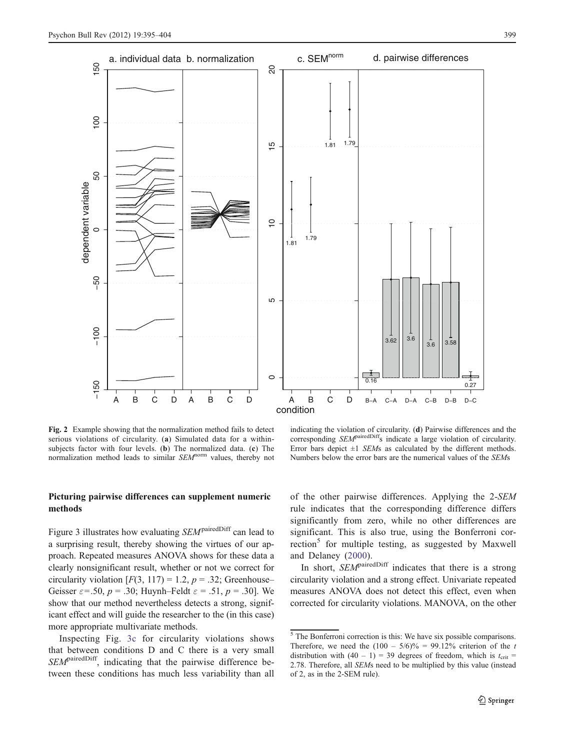**Fig. 2** Example showing that the normalization method fails to detect serious violations of circularity. (**a**) Simulated data for a within-subjects factor with four levels. (**b**) The normalized data. (**c**) The normalization method leads to similar $SEM^{\text{norm}}$ values, thereby not indicating the violation of circularity. (**d**) Pairwise differences and the corresponding $SEM^{\text{pairedDiff}}$s indicate a large violation of circularity. Error bars depict ±1 *SEM*s as calculated by the different methods. Numbers below the error bars are the numerical values of the *SEM*s

## Picturing pairwise differences can supplement numeric methods

Figure 3 illustrates how evaluating $SEM^{\text{pairedDiff}}$ can lead to a surprising result, thereby showing the virtues of our approach. Repeated measures ANOVA shows for these data a clearly nonsignificant result, whether or not we correct for circularity violation [$F(3, 117) = 1.2$, $p = .32$; Greenhouse–Geisser $\varepsilon = .50$, $p = .30$; Huynh–Feldt $\varepsilon = .51$, $p = .30$]. We show that our method nevertheless detects a strong, significant effect and will guide the researcher to the (in this case) more appropriate multivariate methods.

Inspecting Fig. 3c for circularity violations shows that between conditions D and C there is a very small $SEM^{\text{pairedDiff}}$, indicating that the pairwise difference between these conditions has much less variability than all of the other pairwise differences. Applying the 2-*SEM* rule indicates that the corresponding difference differs significantly from zero, while no other differences are significant. This is also true, using the Bonferroni correction[5] for multiple testing, as suggested by Maxwell and Delaney (2000).

In short, $SEM^{\text{pairedDiff}}$ indicates that there is a strong circularity violation and a strong effect. Univariate repeated measures ANOVA does not detect this effect, even when corrected for circularity violations. MANOVA, on the other

[5] The Bonferroni correction is this: We have six possible comparisons. Therefore, we need the $(100 - 5/6)\% = 99.12\%$ criterion of the $t$ distribution with $(40 - 1) = 39$ degrees of freedom, which is $t_{\text{crit}} = 2.78$. Therefore, all *SEM*s need to be multiplied by this value (instead of 2, as in the 2-SEM rule).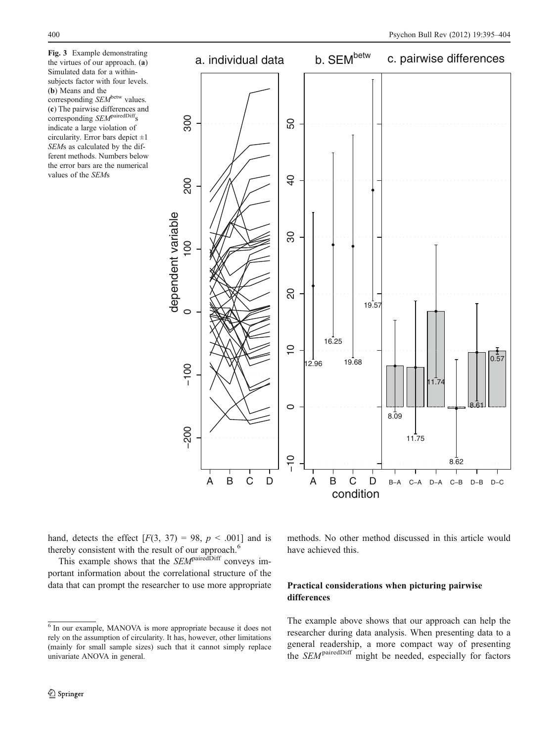**Fig. 3** Example demonstrating the virtues of our approach. (**a**) Simulated data for a within-subjects factor with four levels. (**b**) Means and the corresponding $SEM^{betw}$ values. (**c**) The pairwise differences and corresponding $SEM^{pairedDiff}$s indicate a large violation of circularity. Error bars depict ±1 *SEM*s as calculated by the different methods. Numbers below the error bars are the numerical values of the *SEM*s

hand, detects the effect [$F(3, 37) = 98$, $p < .001$] and is thereby consistent with the result of our approach.[6]

This example shows that the $SEM^{pairedDiff}$ conveys important information about the correlational structure of the data that can prompt the researcher to use more appropriate methods. No other method discussed in this article would have achieved this.

## Practical considerations when picturing pairwise differences

The example above shows that our approach can help the researcher during data analysis. When presenting data to a general readership, a more compact way of presenting the $SEM^{pairedDiff}$ might be needed, especially for factors

[6] In our example, MANOVA is more appropriate because it does not rely on the assumption of circularity. It has, however, other limitations (mainly for small sample sizes) such that it cannot simply replace univariate ANOVA in general.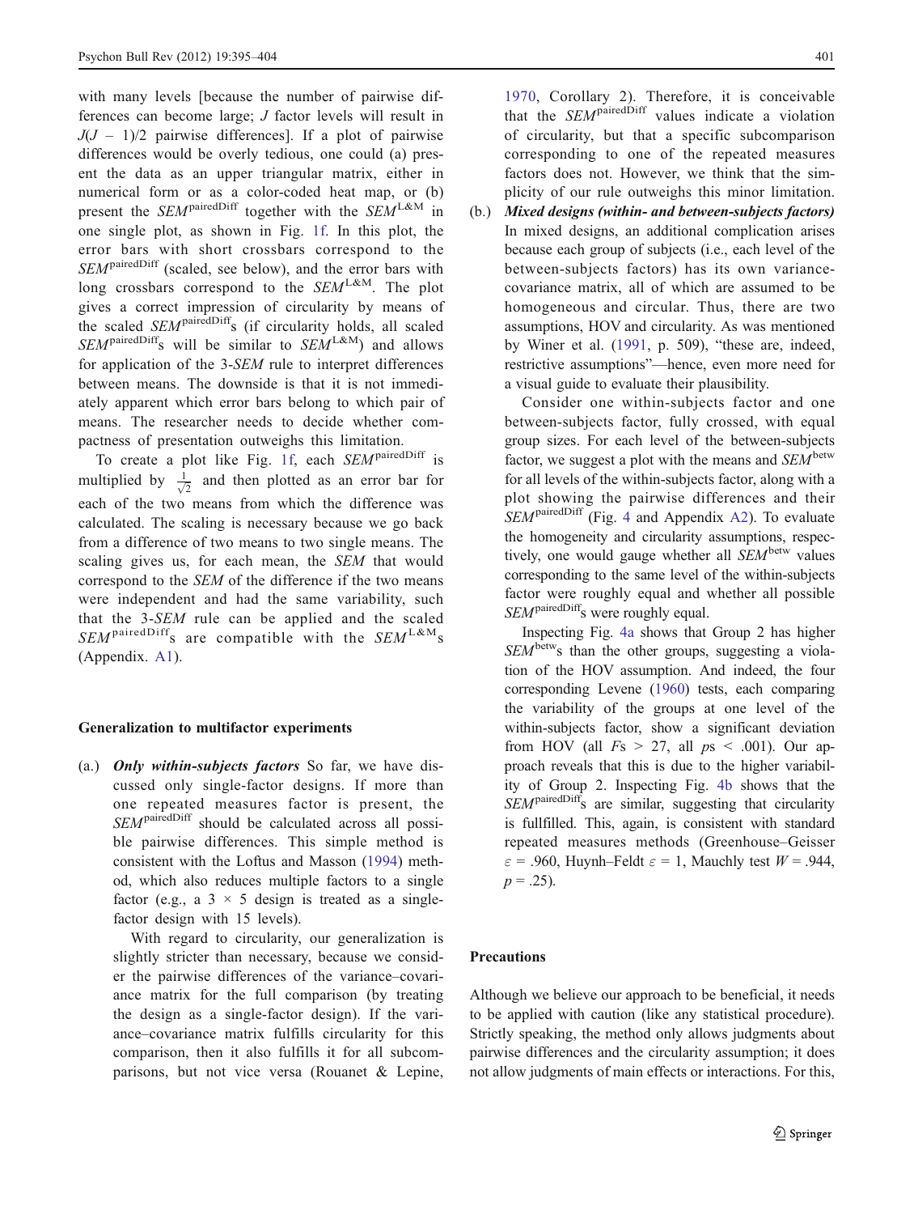with many levels [because the number of pairwise differences can become large; $J$ factor levels will result in $J(J - 1)/2$ pairwise differences]. If a plot of pairwise differences would be overly tedious, one could (a) present the data as an upper triangular matrix, either in numerical form or as a color-coded heat map, or (b) present the $SEM^{\text{pairedDiff}}$ together with the $SEM^{\text{L\&M}}$ in one single plot, as shown in Fig. 1f. In this plot, the error bars with short crossbars correspond to the $SEM^{\text{pairedDiff}}$ (scaled, see below), and the error bars with long crossbars correspond to the $SEM^{\text{L\&M}}$. The plot gives a correct impression of circularity by means of the scaled $SEM^{\text{pairedDiff}}$s (if circularity holds, all scaled $SEM^{\text{pairedDiff}}$s will be similar to $SEM^{\text{L\&M}}$) and allows for application of the 3-$SEM$ rule to interpret differences between means. The downside is that it is not immediately apparent which error bars belong to which pair of means. The researcher needs to decide whether compactness of presentation outweighs this limitation.

To create a plot like Fig. 1f, each $SEM^{\text{pairedDiff}}$ is multiplied by $\frac{1}{\sqrt{2}}$ and then plotted as an error bar for each of the two means from which the difference was calculated. The scaling is necessary because we go back from a difference of two means to two single means. The scaling gives us, for each mean, the $SEM$ that would correspond to the $SEM$ of the difference if the two means were independent and had the same variability, such that the 3-$SEM$ rule can be applied and the scaled $SEM^{\text{pairedDiff}}$s are compatible with the $SEM^{\text{L\&M}}$s (Appendix. A1).

### Generalization to multifactor experiments

(a.) ***Only within-subjects factors*** So far, we have discussed only single-factor designs. If more than one repeated measures factor is present, the $SEM^{\text{pairedDiff}}$ should be calculated across all possible pairwise differences. This simple method is consistent with the Loftus and Masson (1994) method, which also reduces multiple factors to a single factor (e.g., a $3 \times 5$ design is treated as a single-factor design with 15 levels).

With regard to circularity, our generalization is slightly stricter than necessary, because we consider the pairwise differences of the variance–covariance matrix for the full comparison (by treating the design as a single-factor design). If the variance–covariance matrix fulfills circularity for this comparison, then it also fulfills it for all subcomparisons, but not vice versa (Rouanet & Lepine, 1970, Corollary 2). Therefore, it is conceivable that the $SEM^{\text{pairedDiff}}$ values indicate a violation of circularity, but that a specific subcomparison corresponding to one of the repeated measures factors does not. However, we think that the simplicity of our rule outweighs this minor limitation.

(b.) ***Mixed designs (within- and between-subjects factors)*** In mixed designs, an additional complication arises because each group of subjects (i.e., each level of the between-subjects factors) has its own variance-covariance matrix, all of which are assumed to be homogeneous and circular. Thus, there are two assumptions, HOV and circularity. As was mentioned by Winer et al. (1991, p. 509), "these are, indeed, restrictive assumptions"—hence, even more need for a visual guide to evaluate their plausibility.

Consider one within-subjects factor and one between-subjects factor, fully crossed, with equal group sizes. For each level of the between-subjects factor, we suggest a plot with the means and $SEM^{\text{betw}}$ for all levels of the within-subjects factor, along with a plot showing the pairwise differences and their $SEM^{\text{pairedDiff}}$ (Fig. 4 and Appendix A2). To evaluate the homogeneity and circularity assumptions, respectively, one would gauge whether all $SEM^{\text{betw}}$ values corresponding to the same level of the within-subjects factor were roughly equal and whether all possible $SEM^{\text{pairedDiff}}$s were roughly equal.

Inspecting Fig. 4a shows that Group 2 has higher $SEM^{\text{betw}}$s than the other groups, suggesting a violation of the HOV assumption. And indeed, the four corresponding Levene (1960) tests, each comparing the variability of the groups at one level of the within-subjects factor, show a significant deviation from HOV (all $F$s $> 27$, all $p$s $< .001$). Our approach reveals that this is due to the higher variability of Group 2. Inspecting Fig. 4b shows that the $SEM^{\text{pairedDiff}}$s are similar, suggesting that circularity is fullfilled. This, again, is consistent with standard repeated measures methods (Greenhouse–Geisser $\varepsilon = .960$, Huynh–Feldt $\varepsilon = 1$, Mauchly test $W = .944$, $p = .25$).

## Precautions

Although we believe our approach to be beneficial, it needs to be applied with caution (like any statistical procedure). Strictly speaking, the method only allows judgments about pairwise differences and the circularity assumption; it does not allow judgments of main effects or interactions. For this,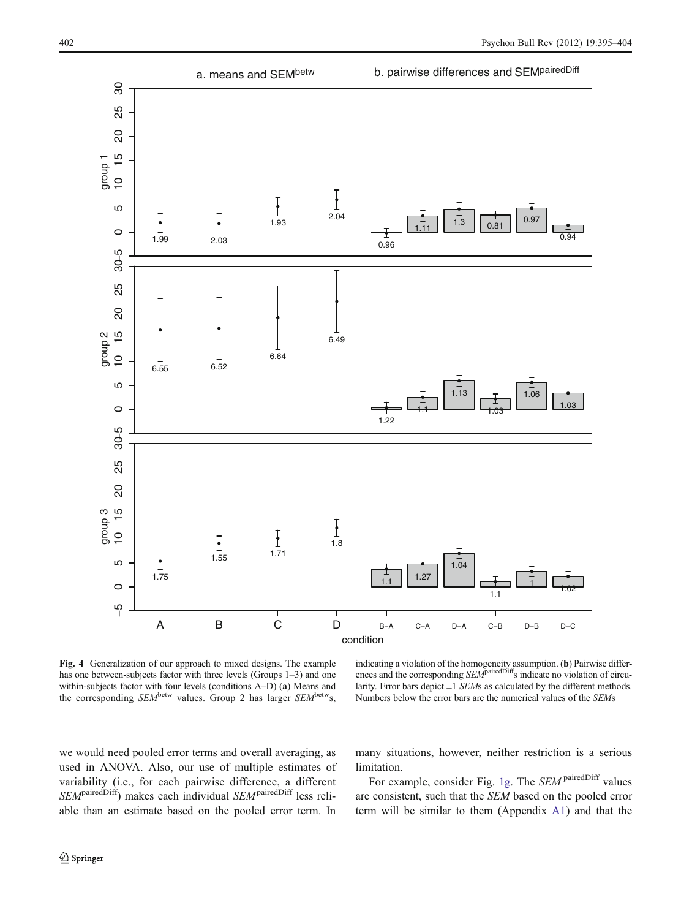**Fig. 4** Generalization of our approach to mixed designs. The example has one between-subjects factor with three levels (Groups 1–3) and one within-subjects factor with four levels (conditions A–D) (**a**) Means and the corresponding $SEM^{betw}$ values. Group 2 has larger $SEM^{betw}$s, indicating a violation of the homogeneity assumption. (**b**) Pairwise differences and the corresponding $SEM^{pairedDiff}$s indicate no violation of circularity. Error bars depict ±1 *SEM*s as calculated by the different methods. Numbers below the error bars are the numerical values of the *SEM*s

we would need pooled error terms and overall averaging, as used in ANOVA. Also, our use of multiple estimates of variability (i.e., for each pairwise difference, a different $SEM^{pairedDiff}$) makes each individual $SEM^{pairedDiff}$ less reliable than an estimate based on the pooled error term. In many situations, however, neither restriction is a serious limitation.

For example, consider Fig. 1g. The $SEM^{pairedDiff}$ values are consistent, such that the *SEM* based on the pooled error term will be similar to them (Appendix A1) and that the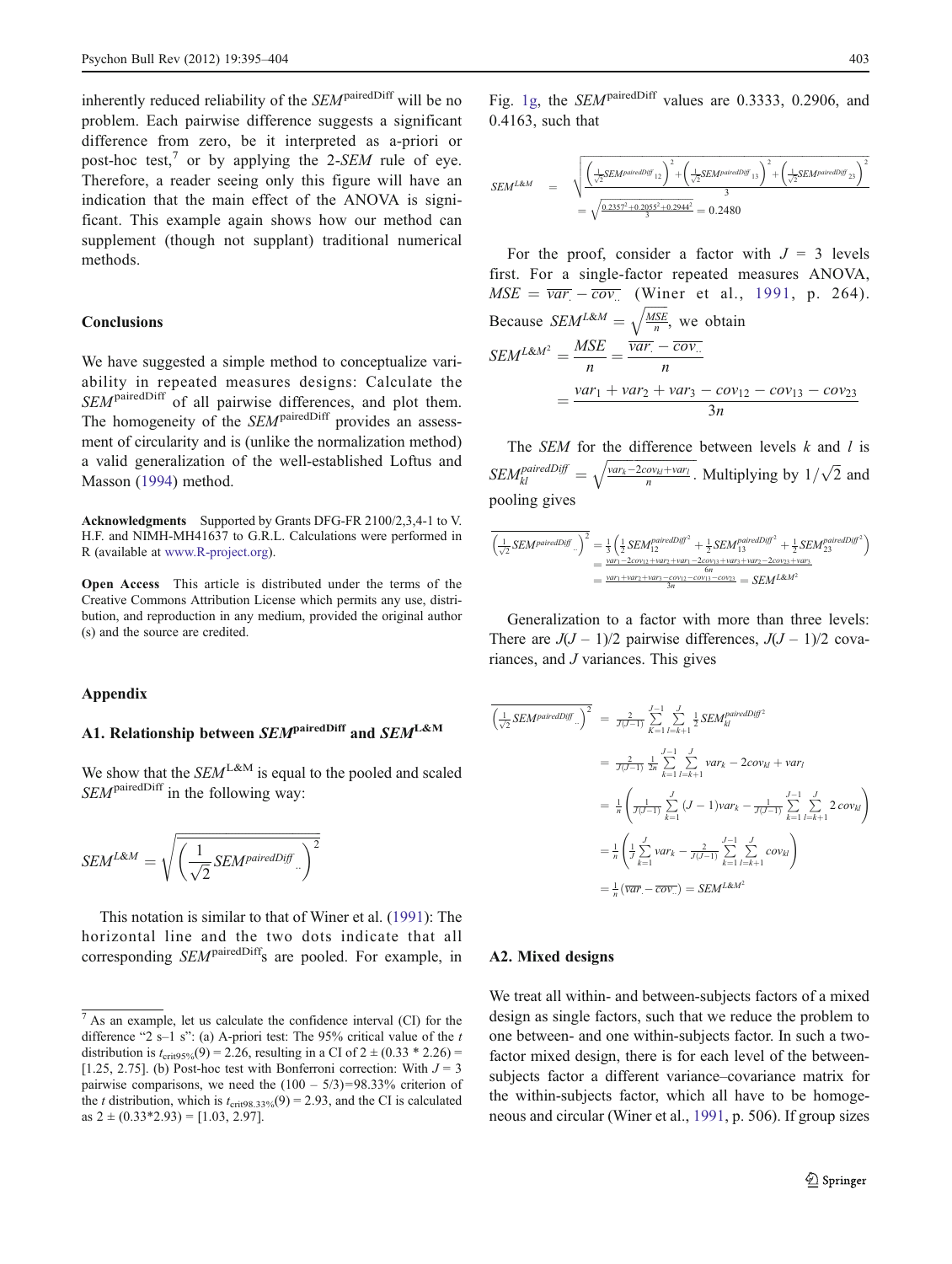inherently reduced reliability of the $SEM^{\text{pairedDiff}}$ will be no problem. Each pairwise difference suggests a significant difference from zero, be it interpreted as a-priori or post-hoc test,[7] or by applying the 2-$SEM$ rule of eye. Therefore, a reader seeing only this figure will have an indication that the main effect of the ANOVA is significant. This example again shows how our method can supplement (though not supplant) traditional numerical methods.

## Conclusions

We have suggested a simple method to conceptualize variability in repeated measures designs: Calculate the $SEM^{\text{pairedDiff}}$ of all pairwise differences, and plot them. The homogeneity of the $SEM^{\text{pairedDiff}}$ provides an assessment of circularity and is (unlike the normalization method) a valid generalization of the well-established Loftus and Masson (1994) method.

**Acknowledgments** Supported by Grants DFG-FR 2100/2,3,4-1 to V. H.F. and NIMH-MH41637 to G.R.L. Calculations were performed in R (available at www.R-project.org).

**Open Access** This article is distributed under the terms of the Creative Commons Attribution License which permits any use, distribution, and reproduction in any medium, provided the original author (s) and the source are credited.

## Appendix

### A1. Relationship between $SEM^{\text{pairedDiff}}$ and $SEM^{\text{L\&M}}$

We show that the $SEM^{\text{L\&M}}$ is equal to the pooled and scaled $SEM^{\text{pairedDiff}}$ in the following way:

$$SEM^{L\&M} = \sqrt{\overline{\left(\frac{1}{\sqrt{2}}SEM^{pairedDiff}{}_{..}\right)^2}}$$

This notation is similar to that of Winer et al. (1991): The horizontal line and the two dots indicate that all corresponding $SEM^{\text{pairedDiff}}$s are pooled. For example, in Fig. 1g, the $SEM^{\text{pairedDiff}}$ values are 0.3333, 0.2906, and 0.4163, such that

$$SEM^{L\&M} = \sqrt{\frac{\left(\frac{1}{\sqrt{2}}SEM^{pairedDiff}{}_{12}\right)^2 + \left(\frac{1}{\sqrt{2}}SEM^{pairedDiff}{}_{13}\right)^2 + \left(\frac{1}{\sqrt{2}}SEM^{pairedDiff}{}_{23}\right)^2}{3}}$$
$$= \sqrt{\frac{0.2357^2 + 0.2055^2 + 0.2944^2}{3}} = 0.2480$$

For the proof, consider a factor with $J = 3$ levels first. For a single-factor repeated measures ANOVA, $MSE = \overline{var_.} - \overline{cov_{..}}$ (Winer et al., 1991, p. 264). Because $SEM^{L\&M} = \sqrt{\frac{MSE}{n}}$, we obtain

$$SEM^{L\&M^2} = \frac{MSE}{n} = \frac{\overline{var_.} - \overline{cov_{..}}}{n}$$
$$= \frac{var_1 + var_2 + var_3 - cov_{12} - cov_{13} - cov_{23}}{3n}$$

The $SEM$ for the difference between levels $k$ and $l$ is $SEM_{kl}^{pairedDiff} = \sqrt{\frac{var_k - 2cov_{kl} + var_l}{n}}$. Multiplying by $1/\sqrt{2}$ and pooling gives

$$\overline{\left(\frac{1}{\sqrt{2}}SEM^{pairedDiff}{}_{..}\right)^2} = \frac{1}{3}\left(\frac{1}{2}SEM_{12}^{pairedDiff^2} + \frac{1}{2}SEM_{13}^{pairedDiff^2} + \frac{1}{2}SEM_{23}^{pairedDiff^2}\right)$$
$$= \frac{var_1 - 2cov_{12} + var_2 + var_1 - 2cov_{13} + var_3 + var_2 - 2cov_{23} + var_3}{6n}$$
$$= \frac{var_1 + var_2 + var_3 - cov_{12} - cov_{13} - cov_{23}}{3n} = SEM^{L\&M^2}$$

Generalization to a factor with more than three levels: There are $J(J-1)/2$ pairwise differences, $J(J-1)/2$ covariances, and $J$ variances. This gives

$$\overline{\left(\frac{1}{\sqrt{2}}SEM^{pairedDiff}{}_{..}\right)^2} = \frac{2}{J(J-1)}\sum_{K=1}^{J-1}\sum_{l=k+1}^{J}\frac{1}{2}SEM_{kl}^{pairedDiff^2}$$
$$= \frac{2}{J(J-1)}\frac{1}{2n}\sum_{k=1}^{J-1}\sum_{l=k+1}^{J} var_k - 2cov_{kl} + var_l$$
$$= \frac{1}{n}\left(\frac{1}{J(J-1)}\sum_{k=1}^{J}(J-1)var_k - \frac{1}{J(J-1)}\sum_{k=1}^{J-1}\sum_{l=k+1}^{J}2\,cov_{kl}\right)$$
$$= \frac{1}{n}\left(\frac{1}{J}\sum_{k=1}^{J}var_k - \frac{2}{J(J-1)}\sum_{k=1}^{J-1}\sum_{l=k+1}^{J}cov_{kl}\right)$$
$$= \frac{1}{n}\left(\overline{var_.} - \overline{cov_{..}}\right) = SEM^{L\&M^2}$$

### A2. Mixed designs

We treat all within- and between-subjects factors of a mixed design as single factors, such that we reduce the problem to one between- and one within-subjects factor. In such a two-factor mixed design, there is for each level of the between-subjects factor a different variance–covariance matrix for the within-subjects factor, which all have to be homogeneous and circular (Winer et al., 1991, p. 506). If group sizes

[7] As an example, let us calculate the confidence interval (CI) for the difference "2 s–1 s": (a) A-priori test: The 95% critical value of the $t$ distribution is $t_{crit95\%}(9) = 2.26$, resulting in a CI of $2 \pm (0.33 * 2.26) = [1.25, 2.75]$. (b) Post-hoc test with Bonferroni correction: With $J = 3$ pairwise comparisons, we need the $(100 - 5/3) = 98.33\%$ criterion of the $t$ distribution, which is $t_{crit98.33\%}(9) = 2.93$, and the CI is calculated as $2 \pm (0.33 * 2.93) = [1.03, 2.97]$.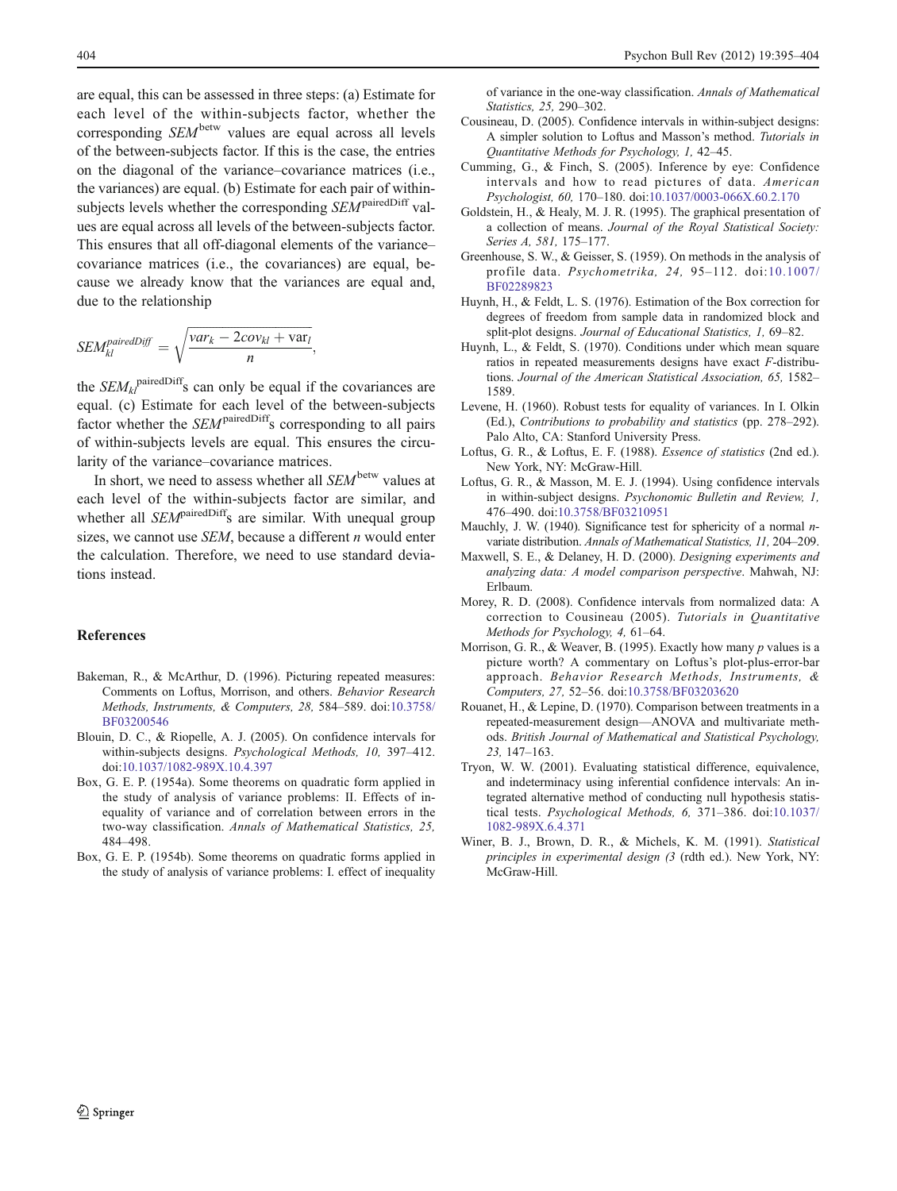are equal, this can be assessed in three steps: (a) Estimate for each level of the within-subjects factor, whether the corresponding $SEM^{\text{betw}}$ values are equal across all levels of the between-subjects factor. If this is the case, the entries on the diagonal of the variance–covariance matrices (i.e., the variances) are equal. (b) Estimate for each pair of within-subjects levels whether the corresponding $SEM^{\text{pairedDiff}}$ values are equal across all levels of the between-subjects factor. This ensures that all off-diagonal elements of the variance–covariance matrices (i.e., the covariances) are equal, because we already know that the variances are equal and, due to the relationship

$$SEM_{kl}^{pairedDiff} = \sqrt{\frac{var_k - 2cov_{kl} + \text{var}_l}{n}},$$

the $SEM_{kl}^{\text{pairedDiff}}$s can only be equal if the covariances are equal. (c) Estimate for each level of the between-subjects factor whether the $SEM^{\text{pairedDiff}}$s corresponding to all pairs of within-subjects levels are equal. This ensures the circularity of the variance–covariance matrices.

In short, we need to assess whether all $SEM^{\text{betw}}$ values at each level of the within-subjects factor are similar, and whether all $SEM^{\text{pairedDiff}}$s are similar. With unequal group sizes, we cannot use *SEM*, because a different *n* would enter the calculation. Therefore, we need to use standard deviations instead.

## References

Bakeman, R., & McArthur, D. (1996). Picturing repeated measures: Comments on Loftus, Morrison, and others. *Behavior Research Methods, Instruments, & Computers, 28,* 584–589. doi:10.3758/BF03200546

Blouin, D. C., & Riopelle, A. J. (2005). On confidence intervals for within-subjects designs. *Psychological Methods, 10,* 397–412. doi:10.1037/1082-989X.10.4.397

Box, G. E. P. (1954a). Some theorems on quadratic form applied in the study of analysis of variance problems: II. Effects of inequality of variance and of correlation between errors in the two-way classification. *Annals of Mathematical Statistics, 25,* 484–498.

Box, G. E. P. (1954b). Some theorems on quadratic forms applied in the study of analysis of variance problems: I. effect of inequality of variance in the one-way classification. *Annals of Mathematical Statistics, 25,* 290–302.

Cousineau, D. (2005). Confidence intervals in within-subject designs: A simpler solution to Loftus and Masson's method. *Tutorials in Quantitative Methods for Psychology, 1,* 42–45.

Cumming, G., & Finch, S. (2005). Inference by eye: Confidence intervals and how to read pictures of data. *American Psychologist, 60,* 170–180. doi:10.1037/0003-066X.60.2.170

Goldstein, H., & Healy, M. J. R. (1995). The graphical presentation of a collection of means. *Journal of the Royal Statistical Society: Series A, 581,* 175–177.

Greenhouse, S. W., & Geisser, S. (1959). On methods in the analysis of profile data. *Psychometrika, 24,* 95–112. doi:10.1007/BF02289823

Huynh, H., & Feldt, L. S. (1976). Estimation of the Box correction for degrees of freedom from sample data in randomized block and split-plot designs. *Journal of Educational Statistics, 1,* 69–82.

Huynh, L., & Feldt, S. (1970). Conditions under which mean square ratios in repeated measurements designs have exact *F*-distributions. *Journal of the American Statistical Association, 65,* 1582–1589.

Levene, H. (1960). Robust tests for equality of variances. In I. Olkin (Ed.), *Contributions to probability and statistics* (pp. 278–292). Palo Alto, CA: Stanford University Press.

Loftus, G. R., & Loftus, E. F. (1988). *Essence of statistics* (2nd ed.). New York, NY: McGraw-Hill.

Loftus, G. R., & Masson, M. E. J. (1994). Using confidence intervals in within-subject designs. *Psychonomic Bulletin and Review, 1,* 476–490. doi:10.3758/BF03210951

Mauchly, J. W. (1940). Significance test for sphericity of a normal *n*-variate distribution. *Annals of Mathematical Statistics, 11,* 204–209.

Maxwell, S. E., & Delaney, H. D. (2000). *Designing experiments and analyzing data: A model comparison perspective*. Mahwah, NJ: Erlbaum.

Morey, R. D. (2008). Confidence intervals from normalized data: A correction to Cousineau (2005). *Tutorials in Quantitative Methods for Psychology, 4,* 61–64.

Morrison, G. R., & Weaver, B. (1995). Exactly how many *p* values is a picture worth? A commentary on Loftus's plot-plus-error-bar approach. *Behavior Research Methods, Instruments, & Computers, 27,* 52–56. doi:10.3758/BF03203620

Rouanet, H., & Lepine, D. (1970). Comparison between treatments in a repeated-measurement design—ANOVA and multivariate methods. *British Journal of Mathematical and Statistical Psychology, 23,* 147–163.

Tryon, W. W. (2001). Evaluating statistical difference, equivalence, and indeterminacy using inferential confidence intervals: An integrated alternative method of conducting null hypothesis statistical tests. *Psychological Methods, 6,* 371–386. doi:10.1037/1082-989X.6.4.371

Winer, B. J., Brown, D. R., & Michels, K. M. (1991). *Statistical principles in experimental design (3* (rdth ed.). New York, NY: McGraw-Hill.